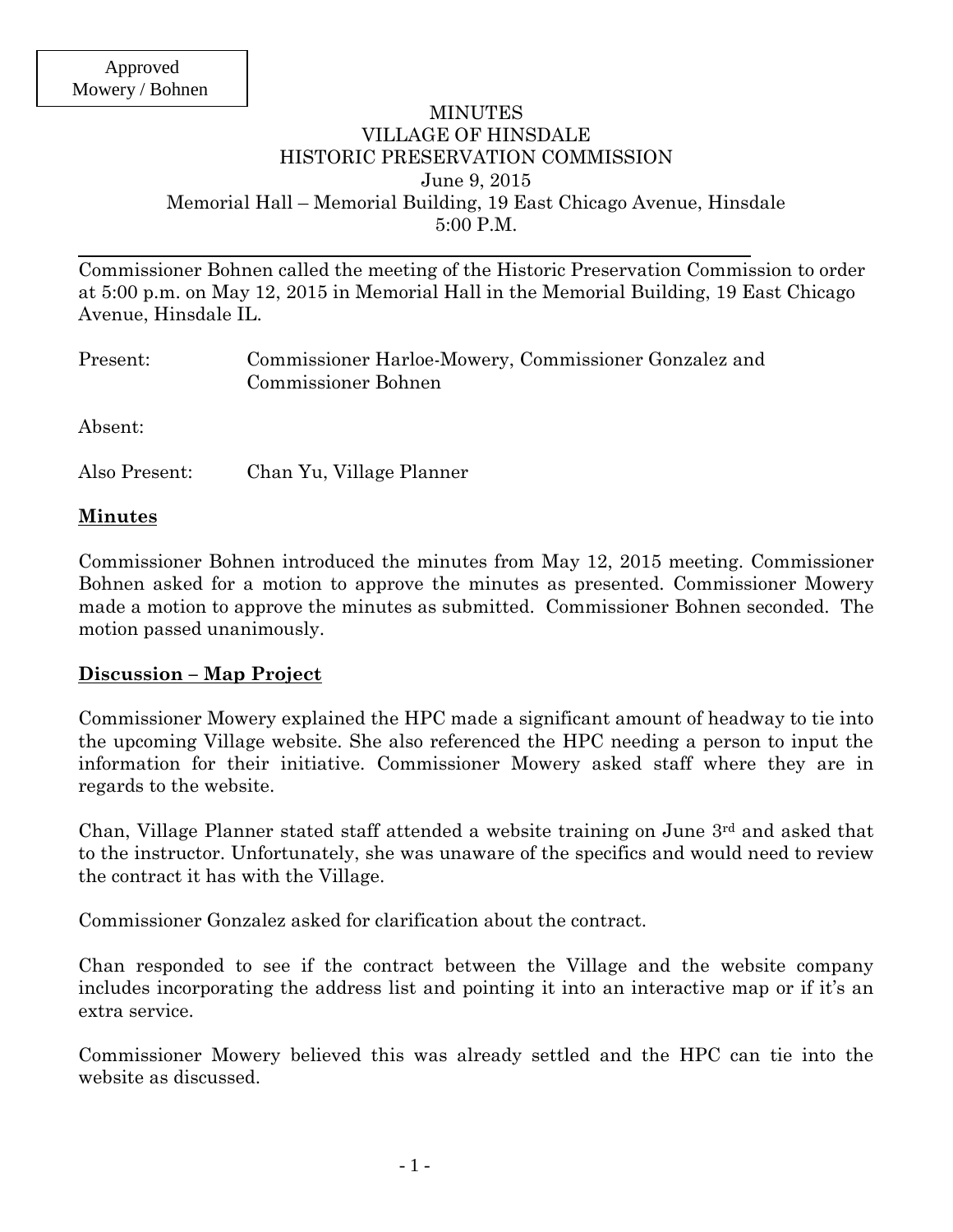Approved
Mowery / Bohnen

# MINUTES
## VILLAGE OF HINSDALE
## HISTORIC PRESERVATION COMMISSION

June 9, 2015
Memorial Hall – Memorial Building, 19 East Chicago Avenue, Hinsdale
5:00 P.M.

---

Commissioner Bohnen called the meeting of the Historic Preservation Commission to order at 5:00 p.m. on May 12, 2015 in Memorial Hall in the Memorial Building, 19 East Chicago Avenue, Hinsdale IL.

Present: Commissioner Harloe-Mowery, Commissioner Gonzalez and Commissioner Bohnen

Absent:

Also Present: Chan Yu, Village Planner

**Minutes**

Commissioner Bohnen introduced the minutes from May 12, 2015 meeting. Commissioner Bohnen asked for a motion to approve the minutes as presented. Commissioner Mowery made a motion to approve the minutes as submitted. Commissioner Bohnen seconded. The motion passed unanimously.

**Discussion – Map Project**

Commissioner Mowery explained the HPC made a significant amount of headway to tie into the upcoming Village website. She also referenced the HPC needing a person to input the information for their initiative. Commissioner Mowery asked staff where they are in regards to the website.

Chan, Village Planner stated staff attended a website training on June 3rd and asked that to the instructor. Unfortunately, she was unaware of the specifics and would need to review the contract it has with the Village.

Commissioner Gonzalez asked for clarification about the contract.

Chan responded to see if the contract between the Village and the website company includes incorporating the address list and pointing it into an interactive map or if it's an extra service.

Commissioner Mowery believed this was already settled and the HPC can tie into the website as discussed.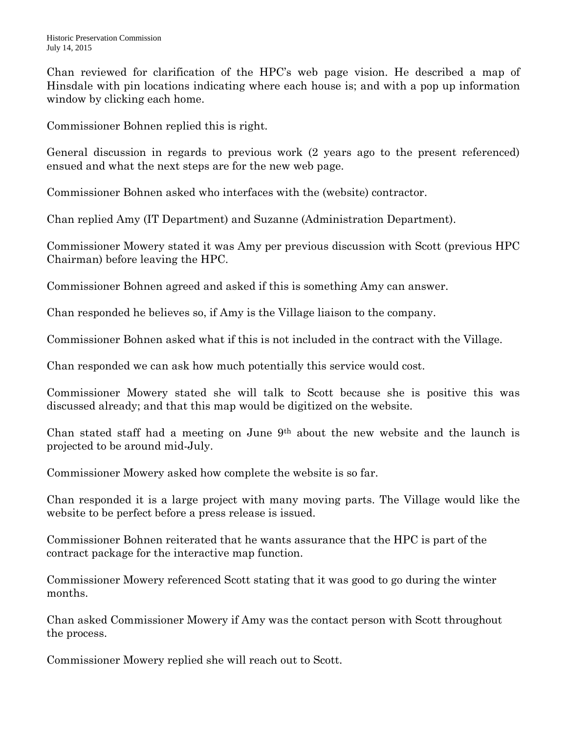Chan reviewed for clarification of the HPC's web page vision. He described a map of Hinsdale with pin locations indicating where each house is; and with a pop up information window by clicking each home.

Commissioner Bohnen replied this is right.

General discussion in regards to previous work (2 years ago to the present referenced) ensued and what the next steps are for the new web page.

Commissioner Bohnen asked who interfaces with the (website) contractor.

Chan replied Amy (IT Department) and Suzanne (Administration Department).

Commissioner Mowery stated it was Amy per previous discussion with Scott (previous HPC Chairman) before leaving the HPC.

Commissioner Bohnen agreed and asked if this is something Amy can answer.

Chan responded he believes so, if Amy is the Village liaison to the company.

Commissioner Bohnen asked what if this is not included in the contract with the Village.

Chan responded we can ask how much potentially this service would cost.

Commissioner Mowery stated she will talk to Scott because she is positive this was discussed already; and that this map would be digitized on the website.

Chan stated staff had a meeting on June 9th about the new website and the launch is projected to be around mid-July.

Commissioner Mowery asked how complete the website is so far.

Chan responded it is a large project with many moving parts. The Village would like the website to be perfect before a press release is issued.

Commissioner Bohnen reiterated that he wants assurance that the HPC is part of the contract package for the interactive map function.

Commissioner Mowery referenced Scott stating that it was good to go during the winter months.

Chan asked Commissioner Mowery if Amy was the contact person with Scott throughout the process.

Commissioner Mowery replied she will reach out to Scott.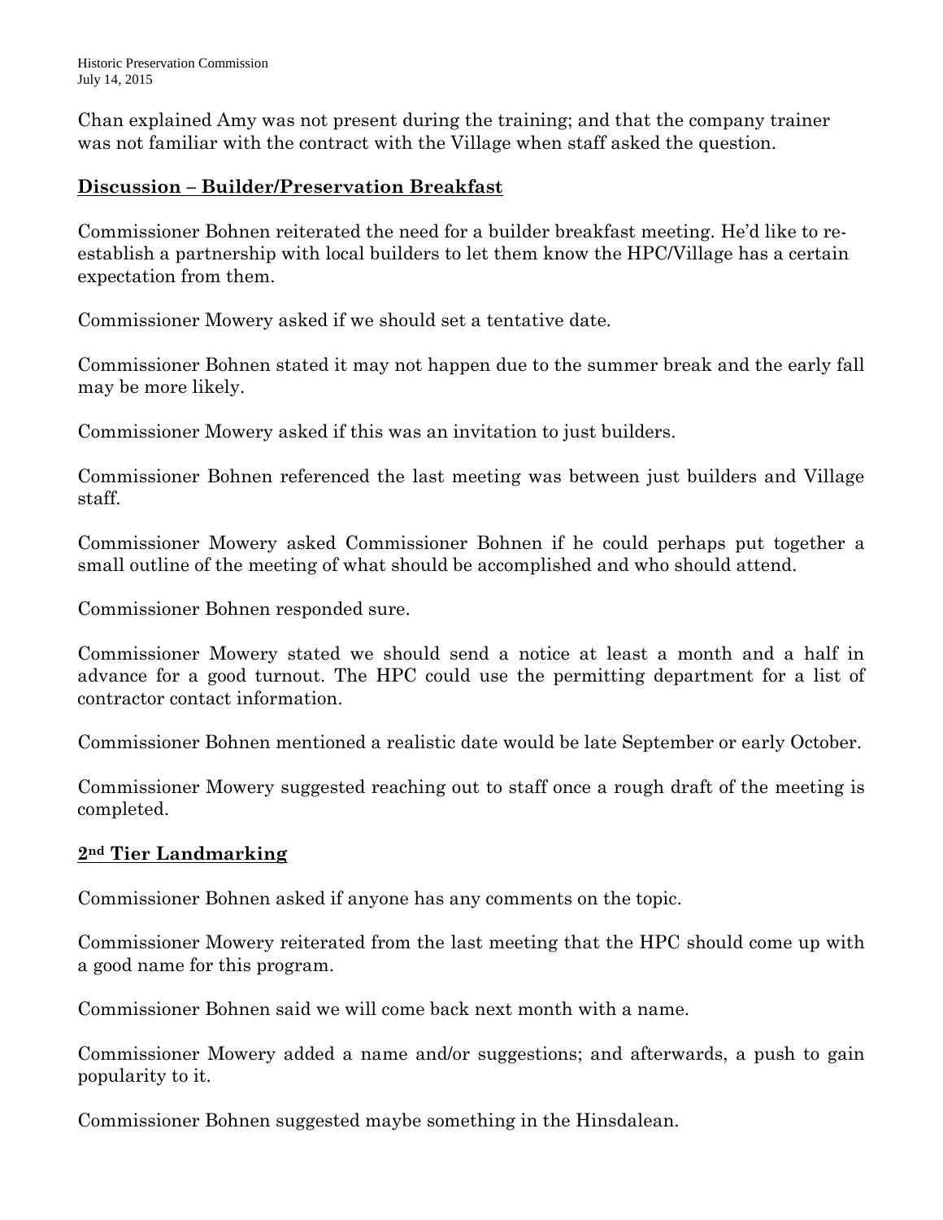Chan explained Amy was not present during the training; and that the company trainer was not familiar with the contract with the Village when staff asked the question.

## Discussion – Builder/Preservation Breakfast

Commissioner Bohnen reiterated the need for a builder breakfast meeting. He'd like to re-establish a partnership with local builders to let them know the HPC/Village has a certain expectation from them.

Commissioner Mowery asked if we should set a tentative date.

Commissioner Bohnen stated it may not happen due to the summer break and the early fall may be more likely.

Commissioner Mowery asked if this was an invitation to just builders.

Commissioner Bohnen referenced the last meeting was between just builders and Village staff.

Commissioner Mowery asked Commissioner Bohnen if he could perhaps put together a small outline of the meeting of what should be accomplished and who should attend.

Commissioner Bohnen responded sure.

Commissioner Mowery stated we should send a notice at least a month and a half in advance for a good turnout. The HPC could use the permitting department for a list of contractor contact information.

Commissioner Bohnen mentioned a realistic date would be late September or early October.

Commissioner Mowery suggested reaching out to staff once a rough draft of the meeting is completed.

## 2nd Tier Landmarking

Commissioner Bohnen asked if anyone has any comments on the topic.

Commissioner Mowery reiterated from the last meeting that the HPC should come up with a good name for this program.

Commissioner Bohnen said we will come back next month with a name.

Commissioner Mowery added a name and/or suggestions; and afterwards, a push to gain popularity to it.

Commissioner Bohnen suggested maybe something in the Hinsdalean.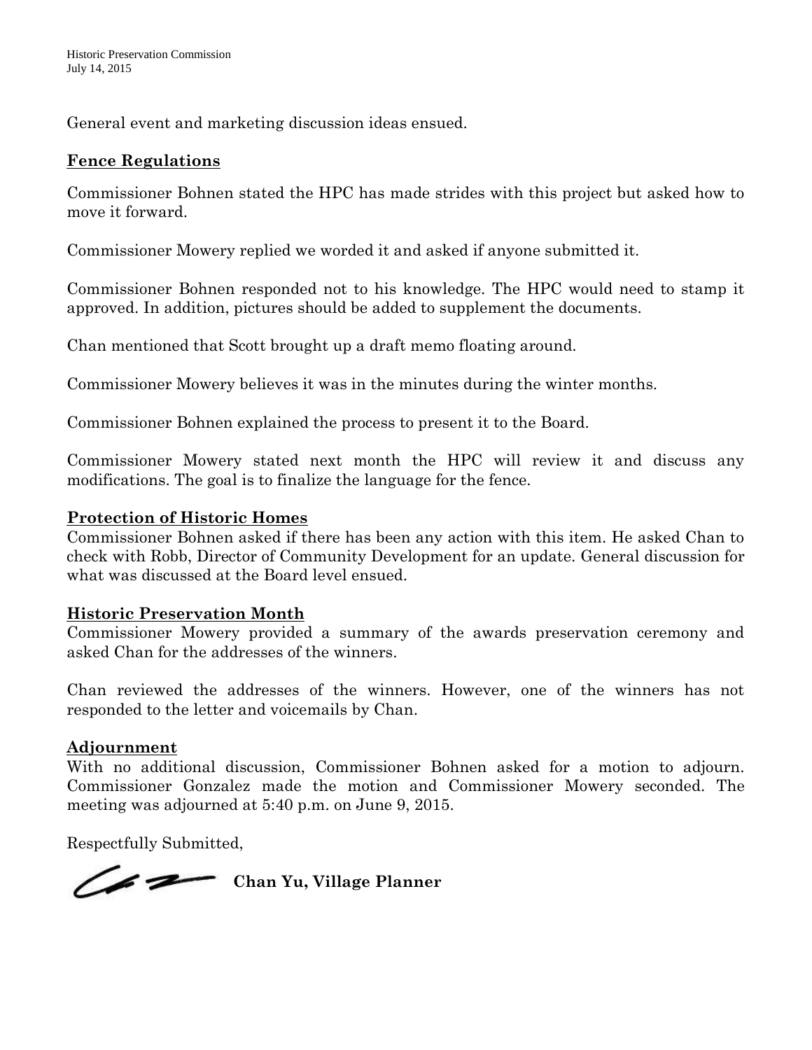General event and marketing discussion ideas ensued.

## Fence Regulations

Commissioner Bohnen stated the HPC has made strides with this project but asked how to move it forward.

Commissioner Mowery replied we worded it and asked if anyone submitted it.

Commissioner Bohnen responded not to his knowledge. The HPC would need to stamp it approved. In addition, pictures should be added to supplement the documents.

Chan mentioned that Scott brought up a draft memo floating around.

Commissioner Mowery believes it was in the minutes during the winter months.

Commissioner Bohnen explained the process to present it to the Board.

Commissioner Mowery stated next month the HPC will review it and discuss any modifications. The goal is to finalize the language for the fence.

## Protection of Historic Homes

Commissioner Bohnen asked if there has been any action with this item. He asked Chan to check with Robb, Director of Community Development for an update. General discussion for what was discussed at the Board level ensued.

## Historic Preservation Month

Commissioner Mowery provided a summary of the awards preservation ceremony and asked Chan for the addresses of the winners.

Chan reviewed the addresses of the winners. However, one of the winners has not responded to the letter and voicemails by Chan.

## Adjournment

With no additional discussion, Commissioner Bohnen asked for a motion to adjourn. Commissioner Gonzalez made the motion and Commissioner Mowery seconded. The meeting was adjourned at 5:40 p.m. on June 9, 2015.

Respectfully Submitted,

**Chan Yu, Village Planner**